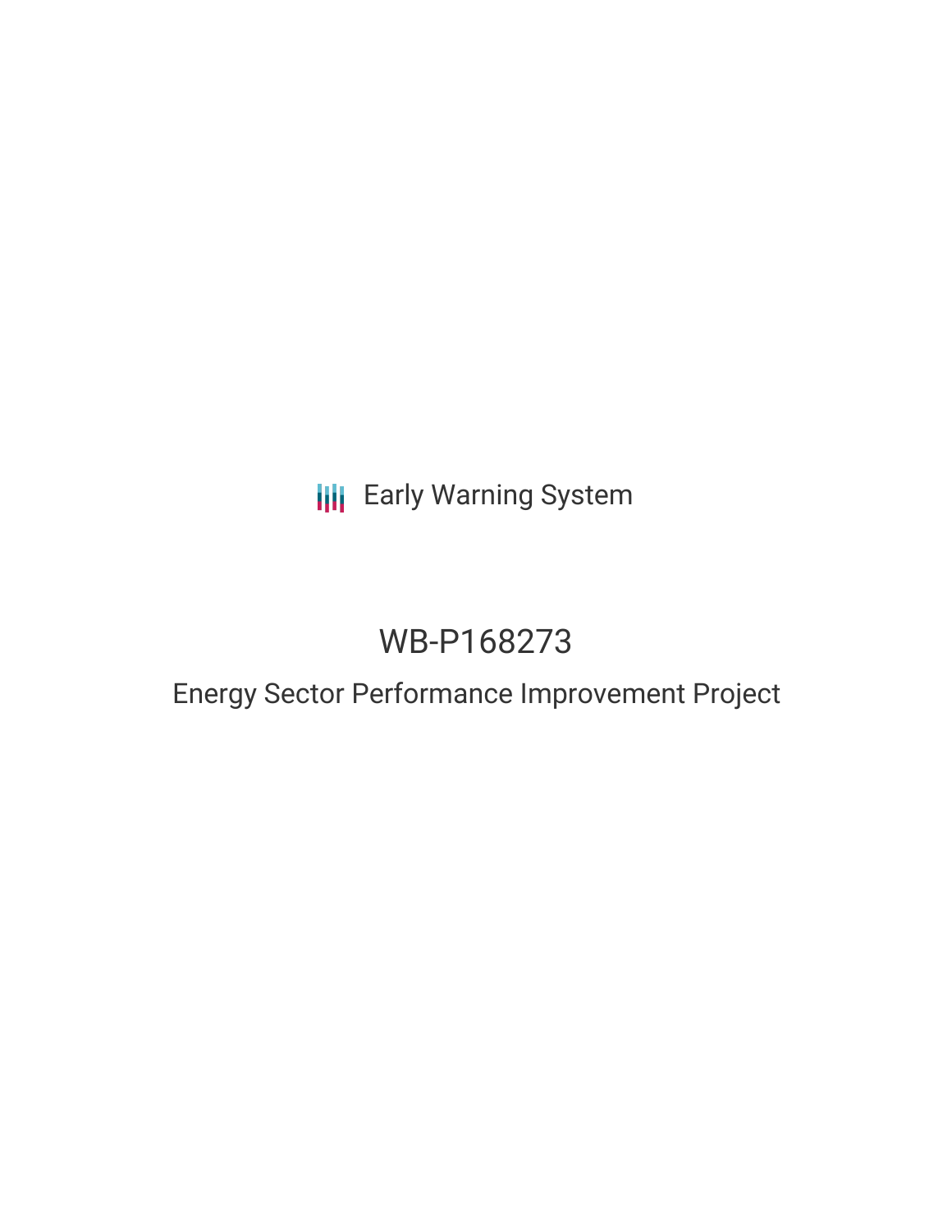Early Warning System

# WB-P168273

## Energy Sector Performance Improvement Project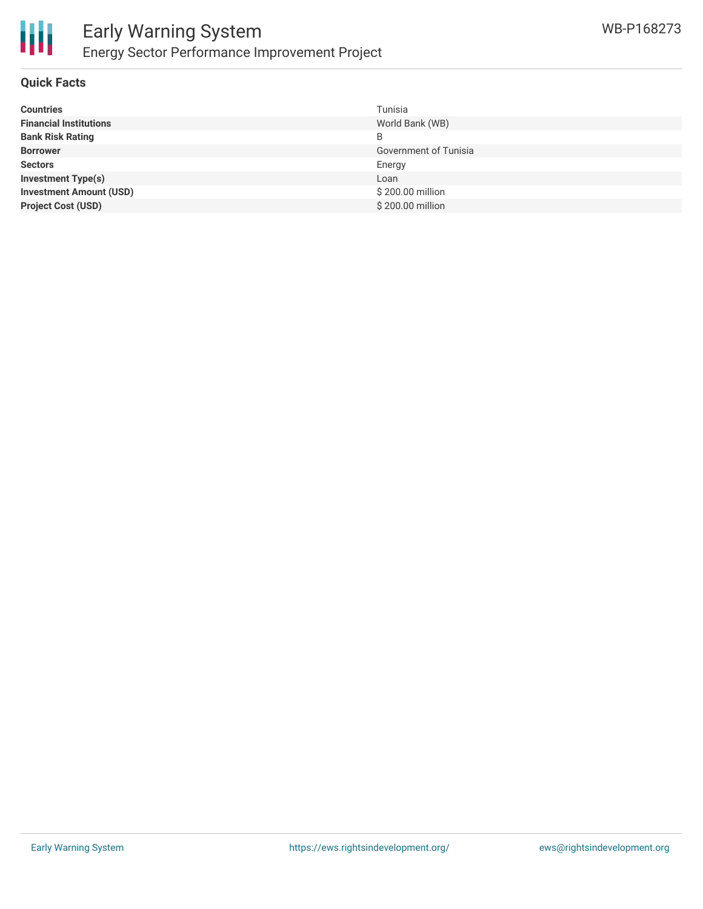## Quick Facts

| | |
|---|---|
| **Countries** | Tunisia |
| **Financial Institutions** | World Bank (WB) |
| **Bank Risk Rating** | B |
| **Borrower** | Government of Tunisia |
| **Sectors** | Energy |
| **Investment Type(s)** | Loan |
| **Investment Amount (USD)** | $ 200.00 million |
| **Project Cost (USD)** | $ 200.00 million |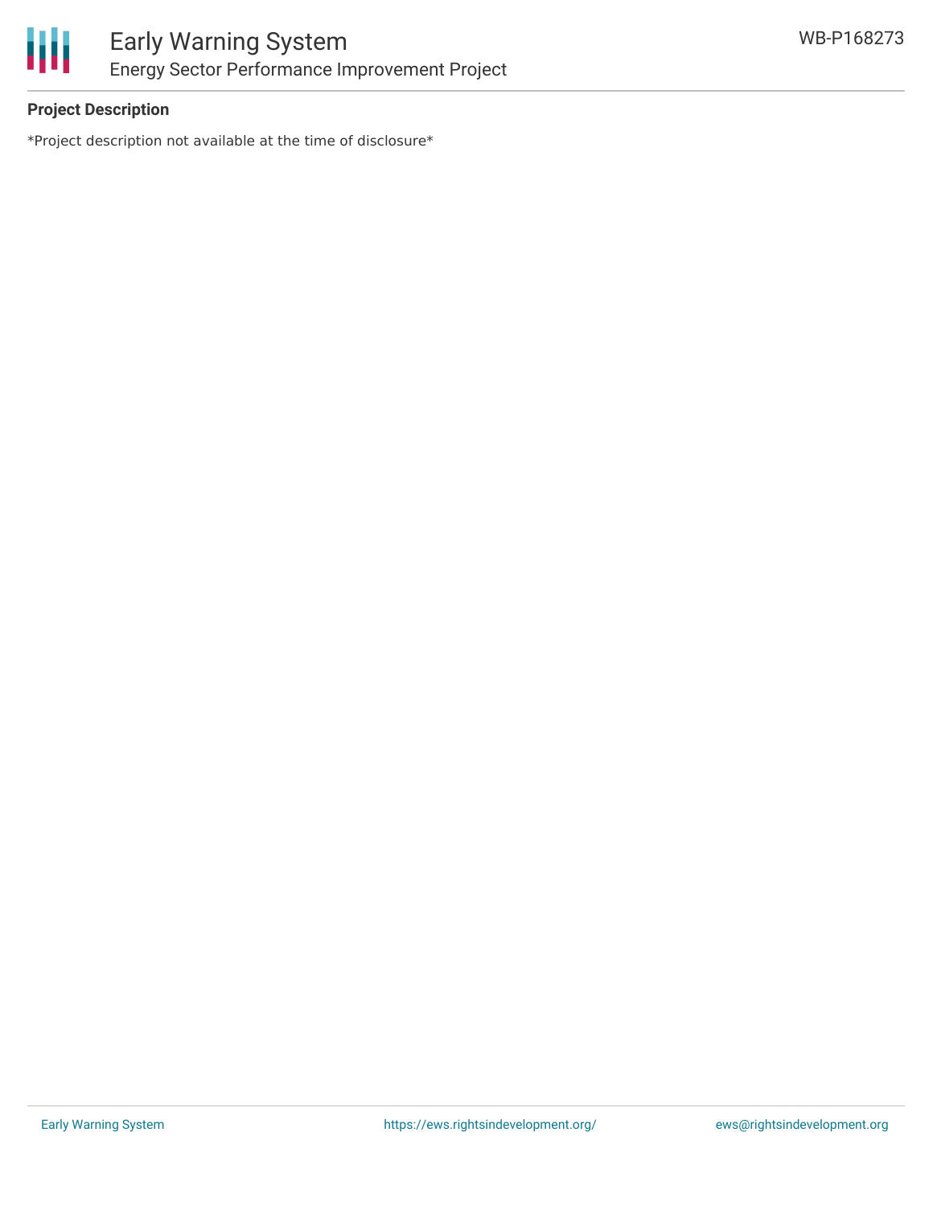## Project Description

*Project description not available at the time of disclosure*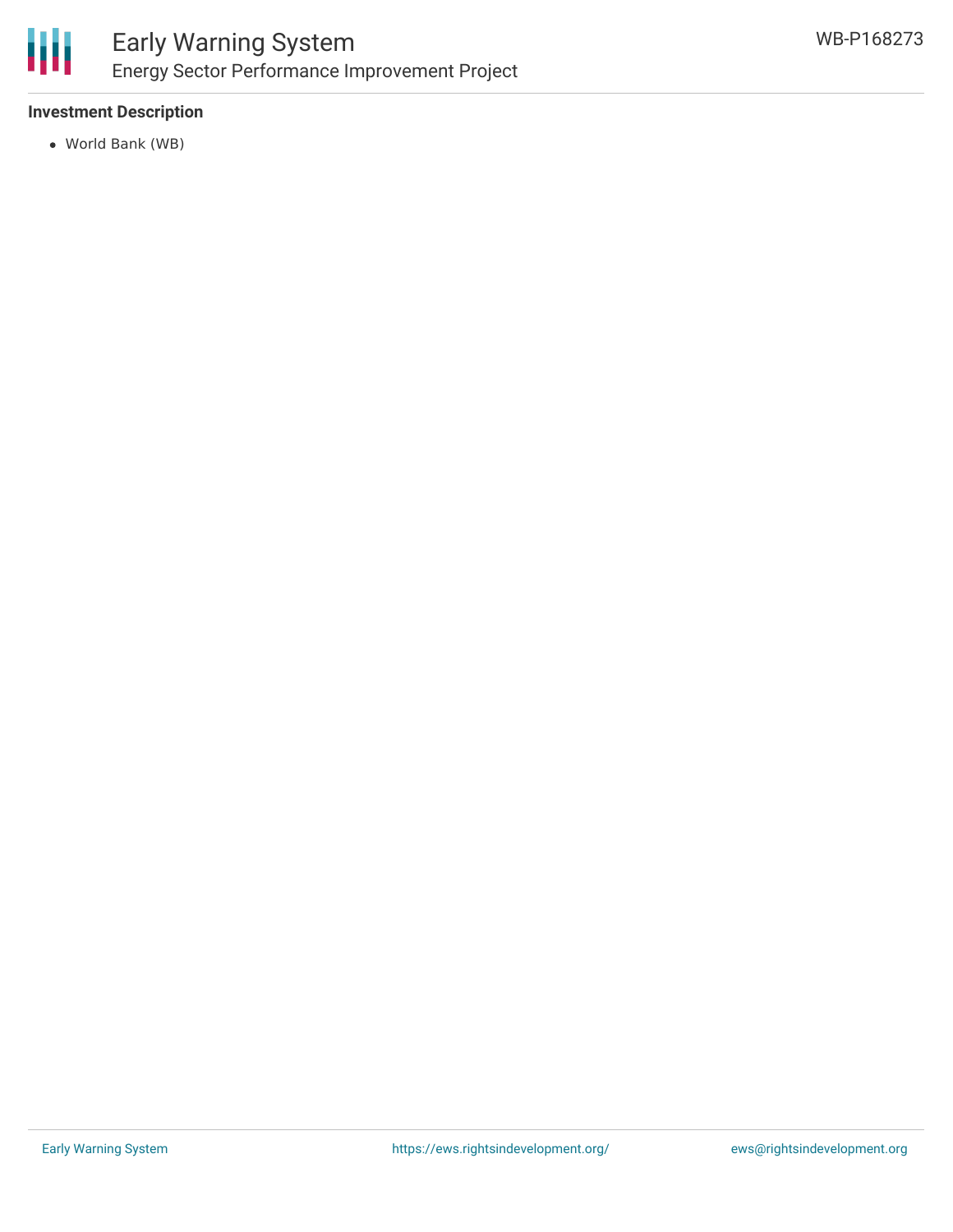### Investment Description

- World Bank (WB)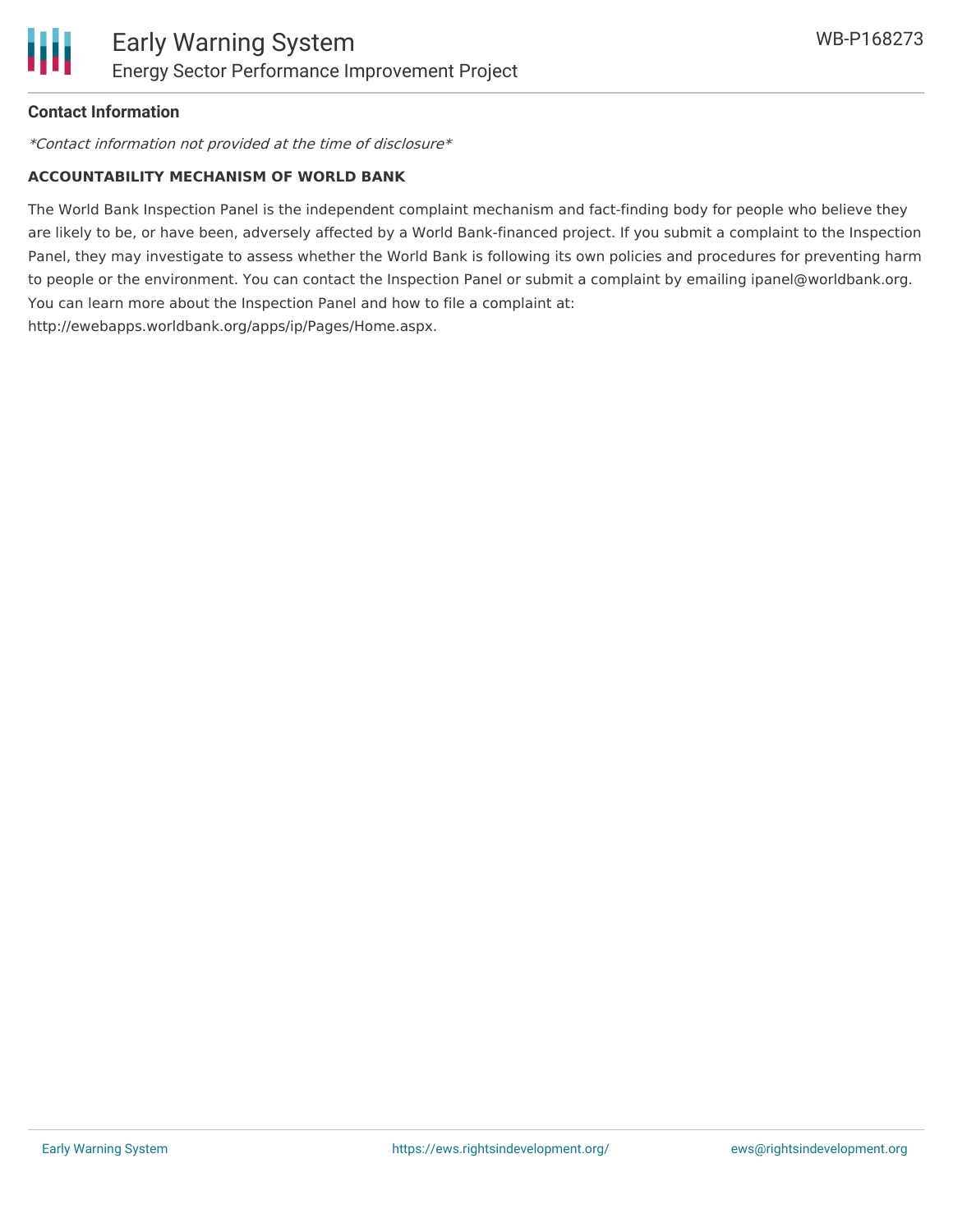## Contact Information

*\*Contact information not provided at the time of disclosure\**

### ACCOUNTABILITY MECHANISM OF WORLD BANK

The World Bank Inspection Panel is the independent complaint mechanism and fact-finding body for people who believe they are likely to be, or have been, adversely affected by a World Bank-financed project. If you submit a complaint to the Inspection Panel, they may investigate to assess whether the World Bank is following its own policies and procedures for preventing harm to people or the environment. You can contact the Inspection Panel or submit a complaint by emailing ipanel@worldbank.org. You can learn more about the Inspection Panel and how to file a complaint at: http://ewebapps.worldbank.org/apps/ip/Pages/Home.aspx.